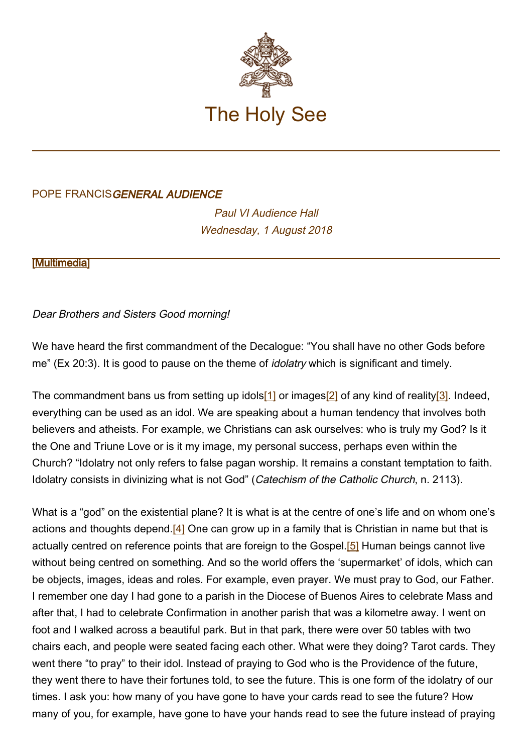# The Holy See

POPE FRANCIS *GENERAL AUDIENCE*

*Paul VI Audience Hall*
*Wednesday, 1 August 2018*

[Multimedia]

*Dear Brothers and Sisters Good morning!*

We have heard the first commandment of the Decalogue: "You shall have no other Gods before me" (Ex 20:3). It is good to pause on the theme of *idolatry* which is significant and timely.

The commandment bans us from setting up idols[1] or images[2] of any kind of reality[3]. Indeed, everything can be used as an idol. We are speaking about a human tendency that involves both believers and atheists. For example, we Christians can ask ourselves: who is truly my God? Is it the One and Triune Love or is it my image, my personal success, perhaps even within the Church? "Idolatry not only refers to false pagan worship. It remains a constant temptation to faith. Idolatry consists in divinizing what is not God" (*Catechism of the Catholic Church*, n. 2113).

What is a "god" on the existential plane? It is what is at the centre of one's life and on whom one's actions and thoughts depend.[4] One can grow up in a family that is Christian in name but that is actually centred on reference points that are foreign to the Gospel.[5] Human beings cannot live without being centred on something. And so the world offers the 'supermarket' of idols, which can be objects, images, ideas and roles. For example, even prayer. We must pray to God, our Father. I remember one day I had gone to a parish in the Diocese of Buenos Aires to celebrate Mass and after that, I had to celebrate Confirmation in another parish that was a kilometre away. I went on foot and I walked across a beautiful park. But in that park, there were over 50 tables with two chairs each, and people were seated facing each other. What were they doing? Tarot cards. They went there "to pray" to their idol. Instead of praying to God who is the Providence of the future, they went there to have their fortunes told, to see the future. This is one form of the idolatry of our times. I ask you: how many of you have gone to have your cards read to see the future? How many of you, for example, have gone to have your hands read to see the future instead of praying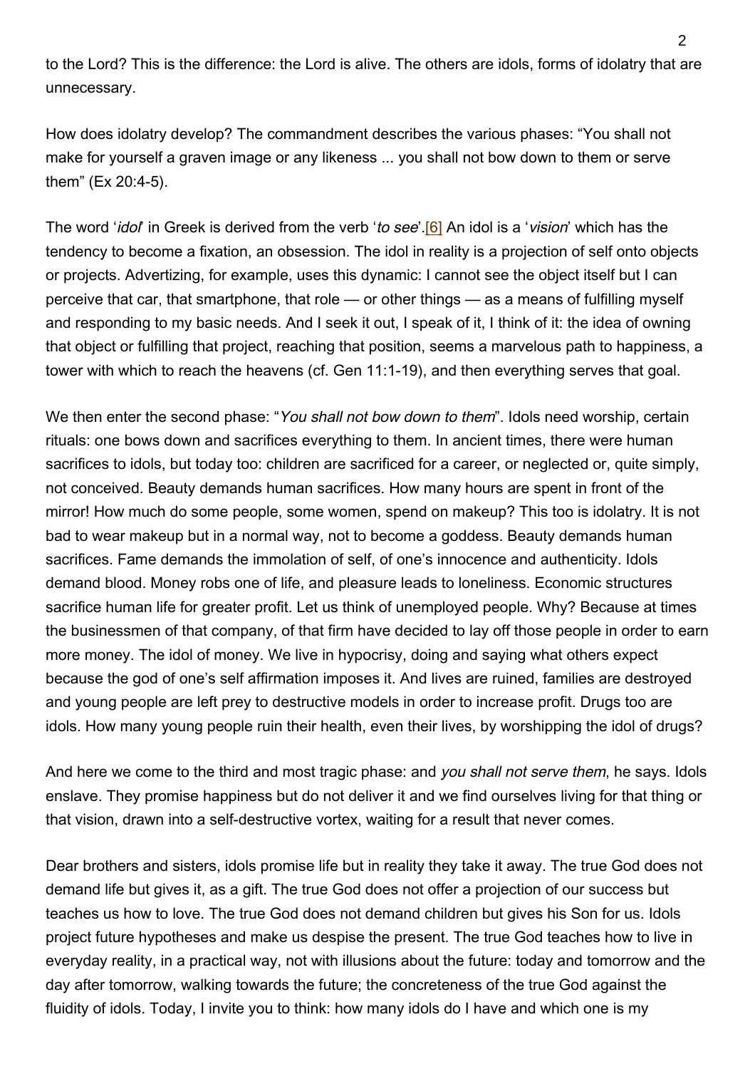to the Lord? This is the difference: the Lord is alive. The others are idols, forms of idolatry that are unnecessary.

How does idolatry develop? The commandment describes the various phases: “You shall not make for yourself a graven image or any likeness ... you shall not bow down to them or serve them” (Ex 20:4-5).

The word ‘*idol*’ in Greek is derived from the verb ‘*to see*’.[6] An idol is a ‘*vision*’ which has the tendency to become a fixation, an obsession. The idol in reality is a projection of self onto objects or projects. Advertizing, for example, uses this dynamic: I cannot see the object itself but I can perceive that car, that smartphone, that role — or other things — as a means of fulfilling myself and responding to my basic needs. And I seek it out, I speak of it, I think of it: the idea of owning that object or fulfilling that project, reaching that position, seems a marvelous path to happiness, a tower with which to reach the heavens (cf. Gen 11:1-19), and then everything serves that goal.

We then enter the second phase: “*You shall not bow down to them*”. Idols need worship, certain rituals: one bows down and sacrifices everything to them. In ancient times, there were human sacrifices to idols, but today too: children are sacrificed for a career, or neglected or, quite simply, not conceived. Beauty demands human sacrifices. How many hours are spent in front of the mirror! How much do some people, some women, spend on makeup? This too is idolatry. It is not bad to wear makeup but in a normal way, not to become a goddess. Beauty demands human sacrifices. Fame demands the immolation of self, of one’s innocence and authenticity. Idols demand blood. Money robs one of life, and pleasure leads to loneliness. Economic structures sacrifice human life for greater profit. Let us think of unemployed people. Why? Because at times the businessmen of that company, of that firm have decided to lay off those people in order to earn more money. The idol of money. We live in hypocrisy, doing and saying what others expect because the god of one’s self affirmation imposes it. And lives are ruined, families are destroyed and young people are left prey to destructive models in order to increase profit. Drugs too are idols. How many young people ruin their health, even their lives, by worshipping the idol of drugs?

And here we come to the third and most tragic phase: and *you shall not serve them*, he says. Idols enslave. They promise happiness but do not deliver it and we find ourselves living for that thing or that vision, drawn into a self-destructive vortex, waiting for a result that never comes.

Dear brothers and sisters, idols promise life but in reality they take it away. The true God does not demand life but gives it, as a gift. The true God does not offer a projection of our success but teaches us how to love. The true God does not demand children but gives his Son for us. Idols project future hypotheses and make us despise the present. The true God teaches how to live in everyday reality, in a practical way, not with illusions about the future: today and tomorrow and the day after tomorrow, walking towards the future; the concreteness of the true God against the fluidity of idols. Today, I invite you to think: how many idols do I have and which one is my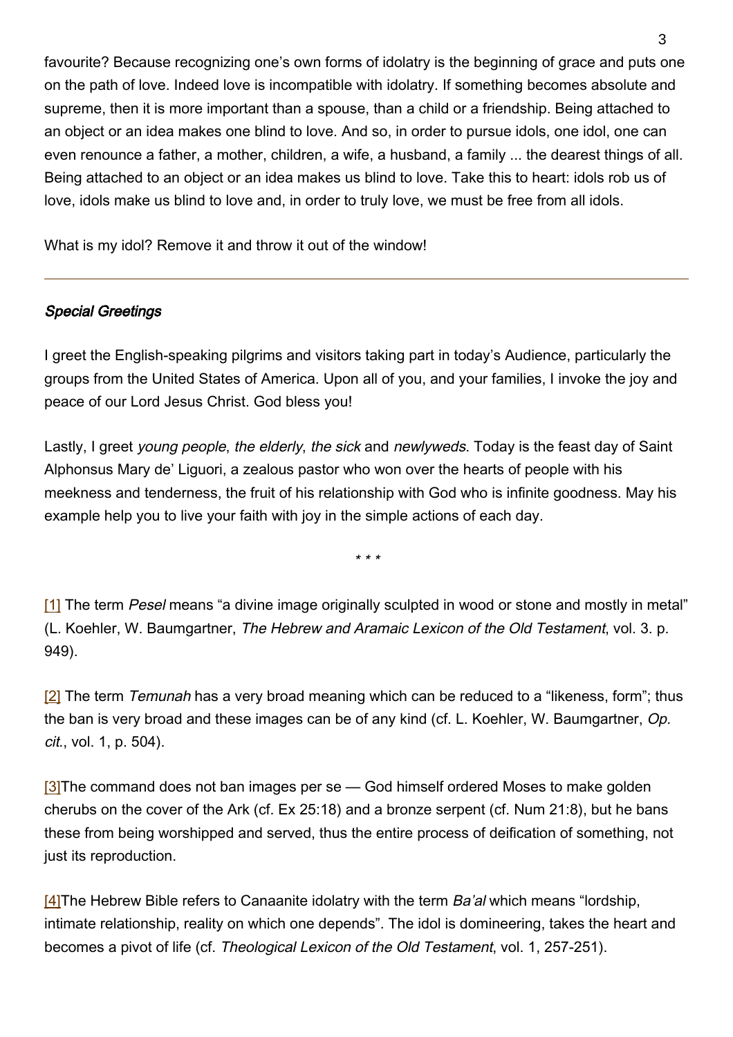favourite? Because recognizing one’s own forms of idolatry is the beginning of grace and puts one on the path of love. Indeed love is incompatible with idolatry. If something becomes absolute and supreme, then it is more important than a spouse, than a child or a friendship. Being attached to an object or an idea makes one blind to love. And so, in order to pursue idols, one idol, one can even renounce a father, a mother, children, a wife, a husband, a family ... the dearest things of all. Being attached to an object or an idea makes us blind to love. Take this to heart: idols rob us of love, idols make us blind to love and, in order to truly love, we must be free from all idols.

What is my idol? Remove it and throw it out of the window!

---

***Special Greetings***

I greet the English-speaking pilgrims and visitors taking part in today’s Audience, particularly the groups from the United States of America. Upon all of you, and your families, I invoke the joy and peace of our Lord Jesus Christ. God bless you!

Lastly, I greet *young people*, *the elderly*, *the sick* and *newlyweds*. Today is the feast day of Saint Alphonsus Mary de’ Liguori, a zealous pastor who won over the hearts of people with his meekness and tenderness, the fruit of his relationship with God who is infinite goodness. May his example help you to live your faith with joy in the simple actions of each day.

\* \* \*

[1] The term *Pesel* means “a divine image originally sculpted in wood or stone and mostly in metal” (L. Koehler, W. Baumgartner, *The Hebrew and Aramaic Lexicon of the Old Testament*, vol. 3. p. 949).

[2] The term *Temunah* has a very broad meaning which can be reduced to a “likeness, form”; thus the ban is very broad and these images can be of any kind (cf. L. Koehler, W. Baumgartner, *Op. cit.*, vol. 1, p. 504).

[3]The command does not ban images per se — God himself ordered Moses to make golden cherubs on the cover of the Ark (cf. Ex 25:18) and a bronze serpent (cf. Num 21:8), but he bans these from being worshipped and served, thus the entire process of deification of something, not just its reproduction.

[4]The Hebrew Bible refers to Canaanite idolatry with the term *Ba’al* which means “lordship, intimate relationship, reality on which one depends”. The idol is domineering, takes the heart and becomes a pivot of life (cf. *Theological Lexicon of the Old Testament*, vol. 1, 257-251).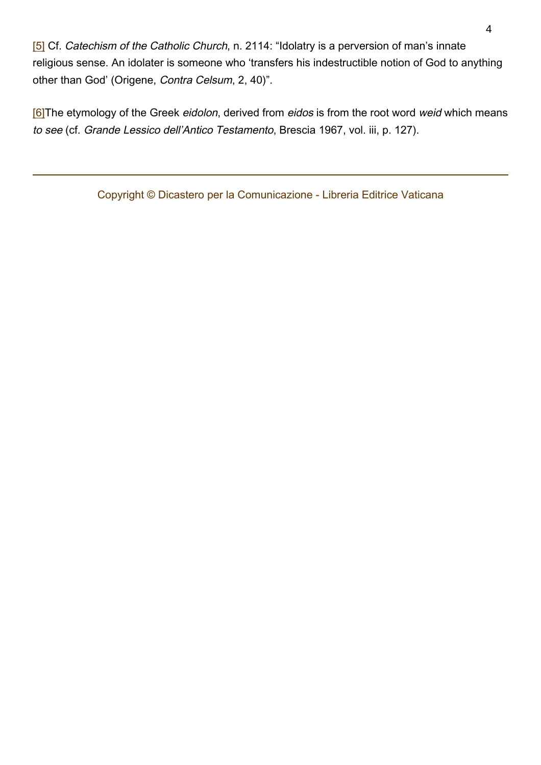[5] Cf. *Catechism of the Catholic Church*, n. 2114: “Idolatry is a perversion of man’s innate religious sense. An idolater is someone who ‘transfers his indestructible notion of God to anything other than God’ (Origene, *Contra Celsum*, 2, 40)”.

[6]The etymology of the Greek *eidolon*, derived from *eidos* is from the root word *weid* which means *to see* (cf. *Grande Lessico dell’Antico Testamento*, Brescia 1967, vol. iii, p. 127).

---

Copyright © Dicastero per la Comunicazione - Libreria Editrice Vaticana